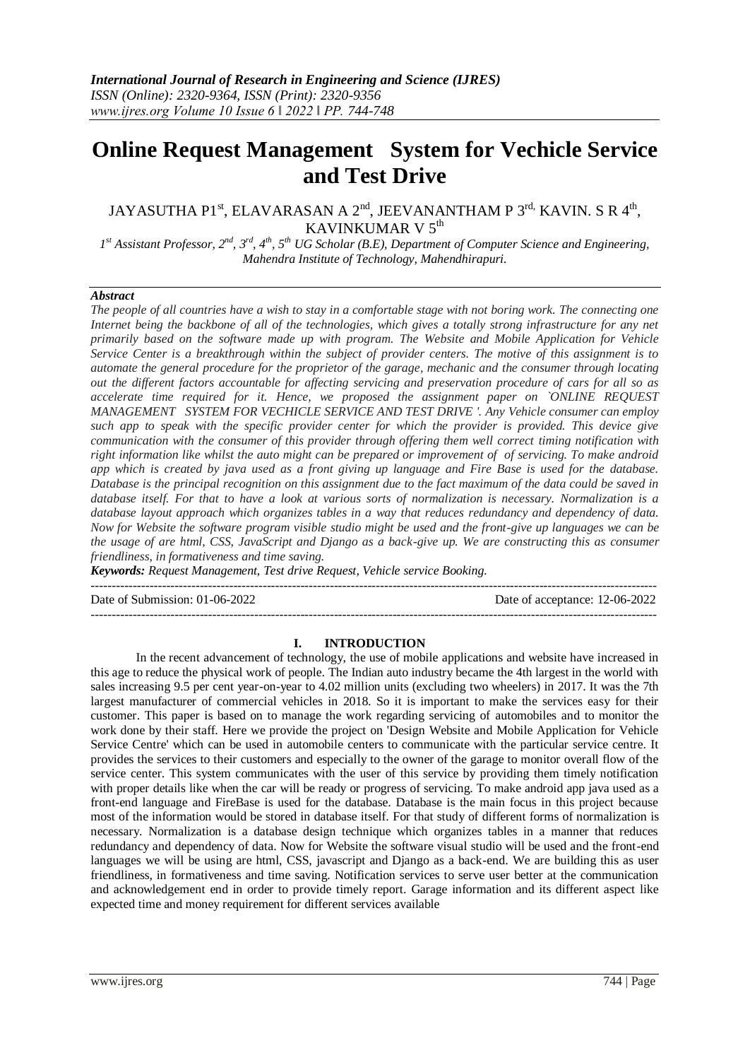# Online Request Management System for Vechicle Service and Test Drive

JAYASUTHA P1[st], ELAVARASAN A 2[nd], JEEVANANTHAM P 3[rd,] KAVIN. S R 4[th], KAVINKUMAR V 5[th]

*1[st] Assistant Professor, 2[nd], 3[rd], 4[th], 5[th] UG Scholar (B.E), Department of Computer Science and Engineering, Mahendra Institute of Technology, Mahendhirapuri.*

***Abstract***

*The people of all countries have a wish to stay in a comfortable stage with not boring work. The connecting one Internet being the backbone of all of the technologies, which gives a totally strong infrastructure for any net primarily based on the software made up with program. The Website and Mobile Application for Vehicle Service Center is a breakthrough within the subject of provider centers. The motive of this assignment is to automate the general procedure for the proprietor of the garage, mechanic and the consumer through locating out the different factors accountable for affecting servicing and preservation procedure of cars for all so as accelerate time required for it. Hence, we proposed the assignment paper on `ONLINE REQUEST MANAGEMENT SYSTEM FOR VECHICLE SERVICE AND TEST DRIVE '. Any Vehicle consumer can employ such app to speak with the specific provider center for which the provider is provided. This device give communication with the consumer of this provider through offering them well correct timing notification with right information like whilst the auto might can be prepared or improvement of of servicing. To make android app which is created by java used as a front giving up language and Fire Base is used for the database. Database is the principal recognition on this assignment due to the fact maximum of the data could be saved in database itself. For that to have a look at various sorts of normalization is necessary. Normalization is a database layout approach which organizes tables in a way that reduces redundancy and dependency of data. Now for Website the software program visible studio might be used and the front-give up languages we can be the usage of are html, CSS, JavaScript and Django as a back-give up. We are constructing this as consumer friendliness, in formativeness and time saving.*

***Keywords:*** *Request Management, Test drive Request, Vehicle service Booking.*

Date of Submission: 01-06-2022 | Date of acceptance: 12-06-2022

## I. INTRODUCTION

In the recent advancement of technology, the use of mobile applications and website have increased in this age to reduce the physical work of people. The Indian auto industry became the 4th largest in the world with sales increasing 9.5 per cent year-on-year to 4.02 million units (excluding two wheelers) in 2017. It was the 7th largest manufacturer of commercial vehicles in 2018. So it is important to make the services easy for their customer. This paper is based on to manage the work regarding servicing of automobiles and to monitor the work done by their staff. Here we provide the project on 'Design Website and Mobile Application for Vehicle Service Centre' which can be used in automobile centers to communicate with the particular service centre. It provides the services to their customers and especially to the owner of the garage to monitor overall flow of the service center. This system communicates with the user of this service by providing them timely notification with proper details like when the car will be ready or progress of servicing. To make android app java used as a front-end language and FireBase is used for the database. Database is the main focus in this project because most of the information would be stored in database itself. For that study of different forms of normalization is necessary. Normalization is a database design technique which organizes tables in a manner that reduces redundancy and dependency of data. Now for Website the software visual studio will be used and the front-end languages we will be using are html, CSS, javascript and Django as a back-end. We are building this as user friendliness, in formativeness and time saving. Notification services to serve user better at the communication and acknowledgement end in order to provide timely report. Garage information and its different aspect like expected time and money requirement for different services available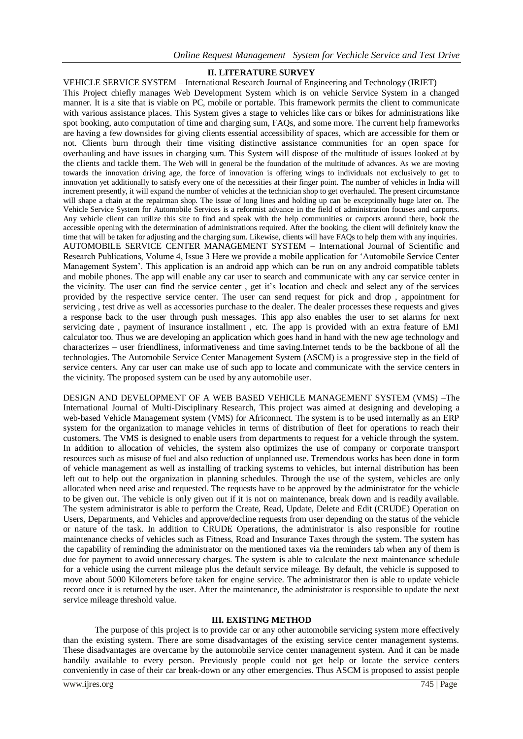## II. LITERATURE SURVEY

VEHICLE SERVICE SYSTEM – International Research Journal of Engineering and Technology (IRJET)
This Project chiefly manages Web Development System which is on vehicle Service System in a changed manner. It is a site that is viable on PC, mobile or portable. This framework permits the client to communicate with various assistance places. This System gives a stage to vehicles like cars or bikes for administrations like spot booking, auto computation of time and charging sum, FAQs, and some more. The current help frameworks are having a few downsides for giving clients essential accessibility of spaces, which are accessible for them or not. Clients burn through their time visiting distinctive assistance communities for an open space for overhauling and have issues in charging sum. This System will dispose of the multitude of issues looked at by the clients and tackle them. The Web will in general be the foundation of the multitude of advances. As we are moving towards the innovation driving age, the force of innovation is offering wings to individuals not exclusively to get to innovation yet additionally to satisfy every one of the necessities at their finger point. The number of vehicles in India will increment presently, it will expand the number of vehicles at the technician shop to get overhauled. The present circumstance will shape a chain at the repairman shop. The issue of long lines and holding up can be exceptionally huge later on. The Vehicle Service System for Automobile Services is a reformist advance in the field of administration focuses and carports. Any vehicle client can utilize this site to find and speak with the help communities or carports around there, book the accessible opening with the determination of administrations required. After the booking, the client will definitely know the time that will be taken for adjusting and the charging sum. Likewise, clients will have FAQs to help them with any inquiries.
AUTOMOBILE SERVICE CENTER MANAGEMENT SYSTEM – International Journal of Scientific and Research Publications, Volume 4, Issue 3 Here we provide a mobile application for 'Automobile Service Center Management System'. This application is an android app which can be run on any android compatible tablets and mobile phones. The app will enable any car user to search and communicate with any car service center in the vicinity. The user can find the service center , get it's location and check and select any of the services provided by the respective service center. The user can send request for pick and drop , appointment for servicing , test drive as well as accessories purchase to the dealer. The dealer processes these requests and gives a response back to the user through push messages. This app also enables the user to set alarms for next servicing date , payment of insurance installment , etc. The app is provided with an extra feature of EMI calculator too. Thus we are developing an application which goes hand in hand with the new age technology and characterizes – user friendliness, informativeness and time saving.Internet tends to be the backbone of all the technologies. The Automobile Service Center Management System (ASCM) is a progressive step in the field of service centers. Any car user can make use of such app to locate and communicate with the service centers in the vicinity. The proposed system can be used by any automobile user.

DESIGN AND DEVELOPMENT OF A WEB BASED VEHICLE MANAGEMENT SYSTEM (VMS) –The International Journal of Multi-Disciplinary Research, This project was aimed at designing and developing a web-based Vehicle Management system (VMS) for Africonnect. The system is to be used internally as an ERP system for the organization to manage vehicles in terms of distribution of fleet for operations to reach their customers. The VMS is designed to enable users from departments to request for a vehicle through the system. In addition to allocation of vehicles, the system also optimizes the use of company or corporate transport resources such as misuse of fuel and also reduction of unplanned use. Tremendous works has been done in form of vehicle management as well as installing of tracking systems to vehicles, but internal distribution has been left out to help out the organization in planning schedules. Through the use of the system, vehicles are only allocated when need arise and requested. The requests have to be approved by the administrator for the vehicle to be given out. The vehicle is only given out if it is not on maintenance, break down and is readily available. The system administrator is able to perform the Create, Read, Update, Delete and Edit (CRUDE) Operation on Users, Departments, and Vehicles and approve/decline requests from user depending on the status of the vehicle or nature of the task. In addition to CRUDE Operations, the administrator is also responsible for routine maintenance checks of vehicles such as Fitness, Road and Insurance Taxes through the system. The system has the capability of reminding the administrator on the mentioned taxes via the reminders tab when any of them is due for payment to avoid unnecessary charges. The system is able to calculate the next maintenance schedule for a vehicle using the current mileage plus the default service mileage. By default, the vehicle is supposed to move about 5000 Kilometers before taken for engine service. The administrator then is able to update vehicle record once it is returned by the user. After the maintenance, the administrator is responsible to update the next service mileage threshold value.

## III. EXISTING METHOD

The purpose of this project is to provide car or any other automobile servicing system more effectively than the existing system. There are some disadvantages of the existing service center management systems. These disadvantages are overcame by the automobile service center management system. And it can be made handily available to every person. Previously people could not get help or locate the service centers conveniently in case of their car break-down or any other emergencies. Thus ASCM is proposed to assist people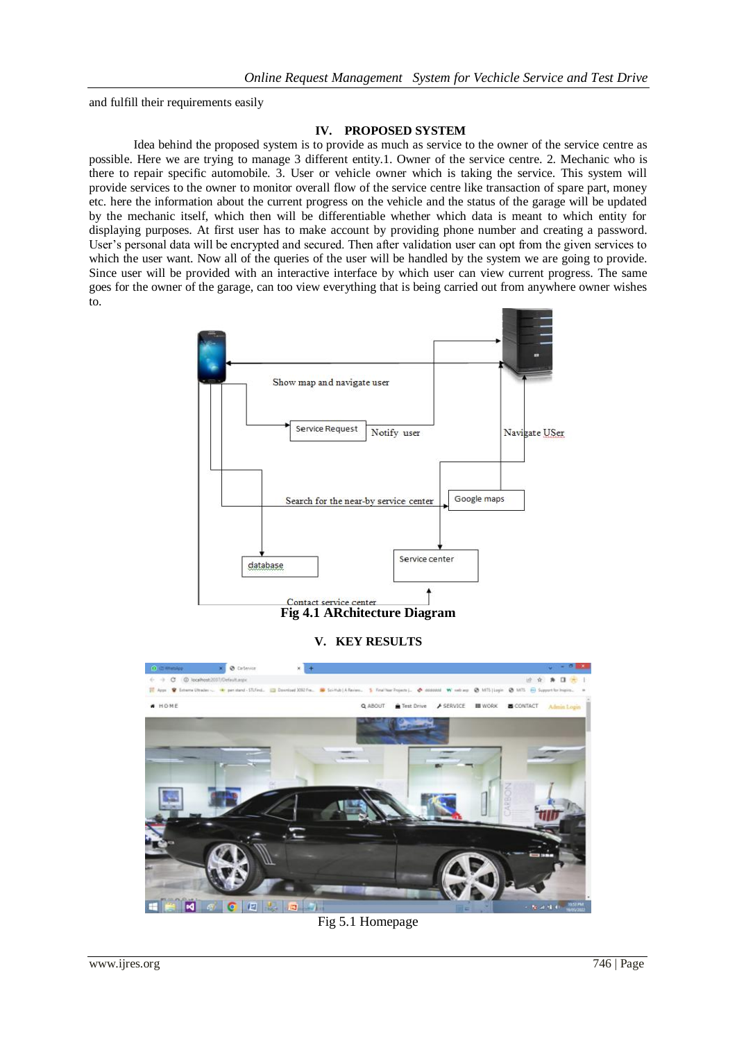and fulfill their requirements easily

## IV. PROPOSED SYSTEM

Idea behind the proposed system is to provide as much as service to the owner of the service centre as possible. Here we are trying to manage 3 different entity.1. Owner of the service centre. 2. Mechanic who is there to repair specific automobile. 3. User or vehicle owner which is taking the service. This system will provide services to the owner to monitor overall flow of the service centre like transaction of spare part, money etc. here the information about the current progress on the vehicle and the status of the garage will be updated by the mechanic itself, which then will be differentiable whether which data is meant to which entity for displaying purposes. At first user has to make account by providing phone number and creating a password. User's personal data will be encrypted and secured. Then after validation user can opt from the given services to which the user want. Now all of the queries of the user will be handled by the system we are going to provide. Since user will be provided with an interactive interface by which user can view current progress. The same goes for the owner of the garage, can too view everything that is being carried out from anywhere owner wishes to.

**Fig 4.1 ARchitecture Diagram**

## V. KEY RESULTS

Fig 5.1 Homepage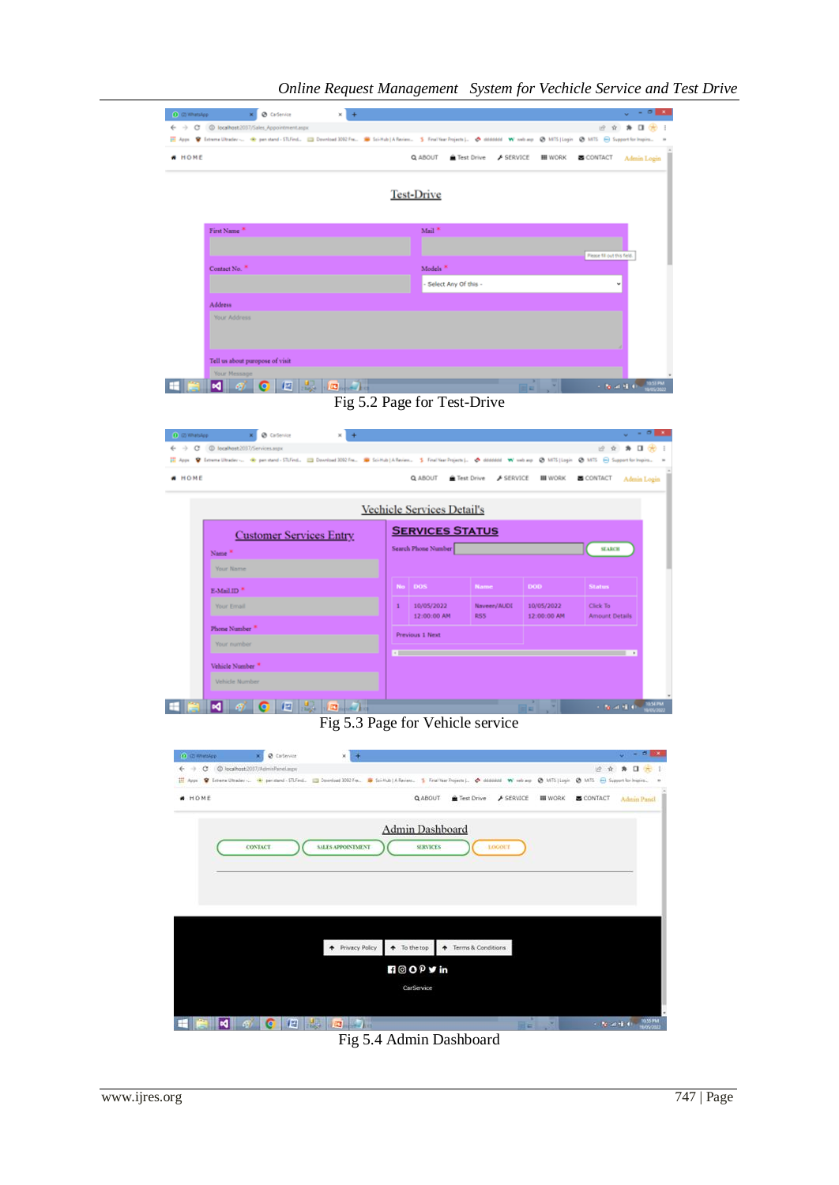Fig 5.2 Page for Test-Drive

Fig 5.3 Page for Vehicle service

Fig 5.4 Admin Dashboard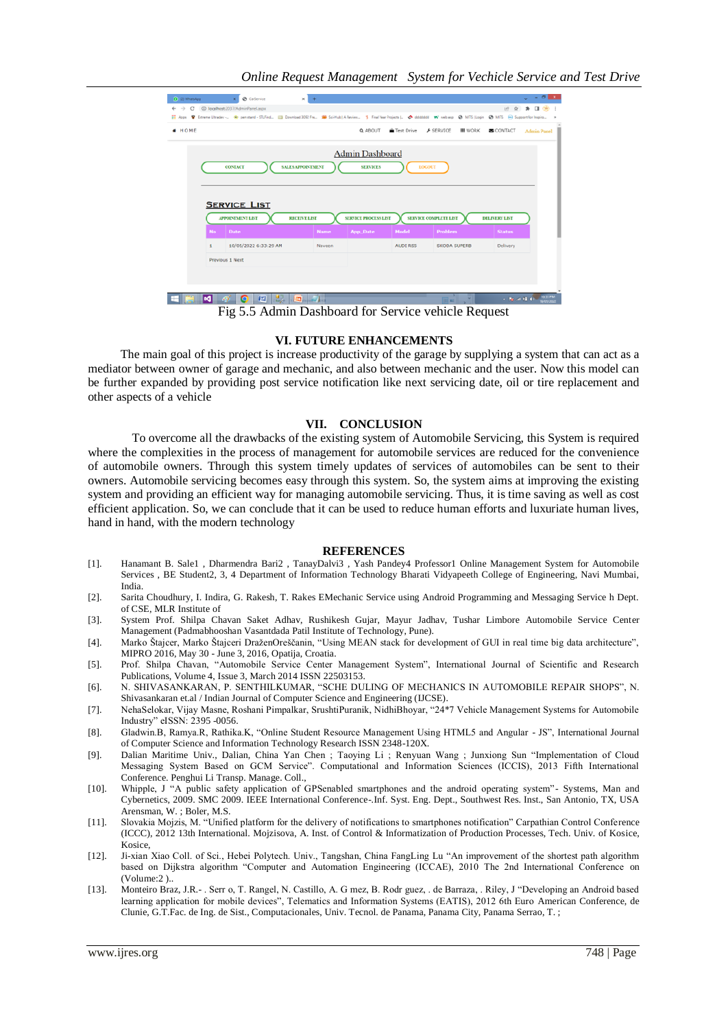Fig 5.5 Admin Dashboard for Service vehicle Request

## VI. FUTURE ENHANCEMENTS

The main goal of this project is increase productivity of the garage by supplying a system that can act as a mediator between owner of garage and mechanic, and also between mechanic and the user. Now this model can be further expanded by providing post service notification like next servicing date, oil or tire replacement and other aspects of a vehicle

## VII. CONCLUSION

To overcome all the drawbacks of the existing system of Automobile Servicing, this System is required where the complexities in the process of management for automobile services are reduced for the convenience of automobile owners. Through this system timely updates of services of automobiles can be sent to their owners. Automobile servicing becomes easy through this system. So, the system aims at improving the existing system and providing an efficient way for managing automobile servicing. Thus, it is time saving as well as cost efficient application. So, we can conclude that it can be used to reduce human efforts and luxuriate human lives, hand in hand, with the modern technology

## REFERENCES

[1]. Hanamant B. Sale1 , Dharmendra Bari2 , TanayDalvi3 , Yash Pandey4 Professor1 Online Management System for Automobile Services , BE Student2, 3, 4 Department of Information Technology Bharati Vidyapeeth College of Engineering, Navi Mumbai, India.

[2]. Sarita Choudhury, I. Indira, G. Rakesh, T. Rakes EMechanic Service using Android Programming and Messaging Service h Dept. of CSE, MLR Institute of

[3]. System Prof. Shilpa Chavan Saket Adhav, Rushikesh Gujar, Mayur Jadhav, Tushar Limbore Automobile Service Center Management (Padmabhooshan Vasantdada Patil Institute of Technology, Pune).

[4]. Marko Štajcer, Marko Štajceri DraženOreščanin, "Using MEAN stack for development of GUI in real time big data architecture", MIPRO 2016, May 30 - June 3, 2016, Opatija, Croatia.

[5]. Prof. Shilpa Chavan, "Automobile Service Center Management System", International Journal of Scientific and Research Publications, Volume 4, Issue 3, March 2014 ISSN 22503153.

[6]. N. SHIVASANKARAN, P. SENTHILKUMAR, "SCHE DULING OF MECHANICS IN AUTOMOBILE REPAIR SHOPS", N. Shivasankaran et.al / Indian Journal of Computer Science and Engineering (IJCSE).

[7]. NehaSelokar, Vijay Masne, Roshani Pimpalkar, SrushtiPuranik, NidhiBhoyar, "24*7 Vehicle Management Systems for Automobile Industry" eISSN: 2395 -0056.

[8]. Gladwin.B, Ramya.R, Rathika.K, "Online Student Resource Management Using HTML5 and Angular - JS", International Journal of Computer Science and Information Technology Research ISSN 2348-120X.

[9]. Dalian Maritime Univ., Dalian, China Yan Chen ; Taoying Li ; Renyuan Wang ; Junxiong Sun "Implementation of Cloud Messaging System Based on GCM Service". Computational and Information Sciences (ICCIS), 2013 Fifth International Conference. Penghui Li Transp. Manage. Coll.,

[10]. Whipple, J "A public safety application of GPSenabled smartphones and the android operating system"- Systems, Man and Cybernetics, 2009. SMC 2009. IEEE International Conference-.Inf. Syst. Eng. Dept., Southwest Res. Inst., San Antonio, TX, USA Arensman, W. ; Boler, M.S.

[11]. Slovakia Mojzis, M. "Unified platform for the delivery of notifications to smartphones notification" Carpathian Control Conference (ICCC), 2012 13th International. Mojzisova, A. Inst. of Control & Informatization of Production Processes, Tech. Univ. of Kosice, Kosice,

[12]. Ji-xian Xiao Coll. of Sci., Hebei Polytech. Univ., Tangshan, China FangLing Lu "An improvement of the shortest path algorithm based on Dijkstra algorithm "Computer and Automation Engineering (ICCAE), 2010 The 2nd International Conference on (Volume:2 )..

[13]. Monteiro Braz, J.R.- . Serr o, T. Rangel, N. Castillo, A. G mez, B. Rodr guez, . de Barraza, . Riley, J "Developing an Android based learning application for mobile devices", Telematics and Information Systems (EATIS), 2012 6th Euro American Conference, de Clunie, G.T.Fac. de Ing. de Sist., Computacionales, Univ. Tecnol. de Panama, Panama City, Panama Serrao, T. ;